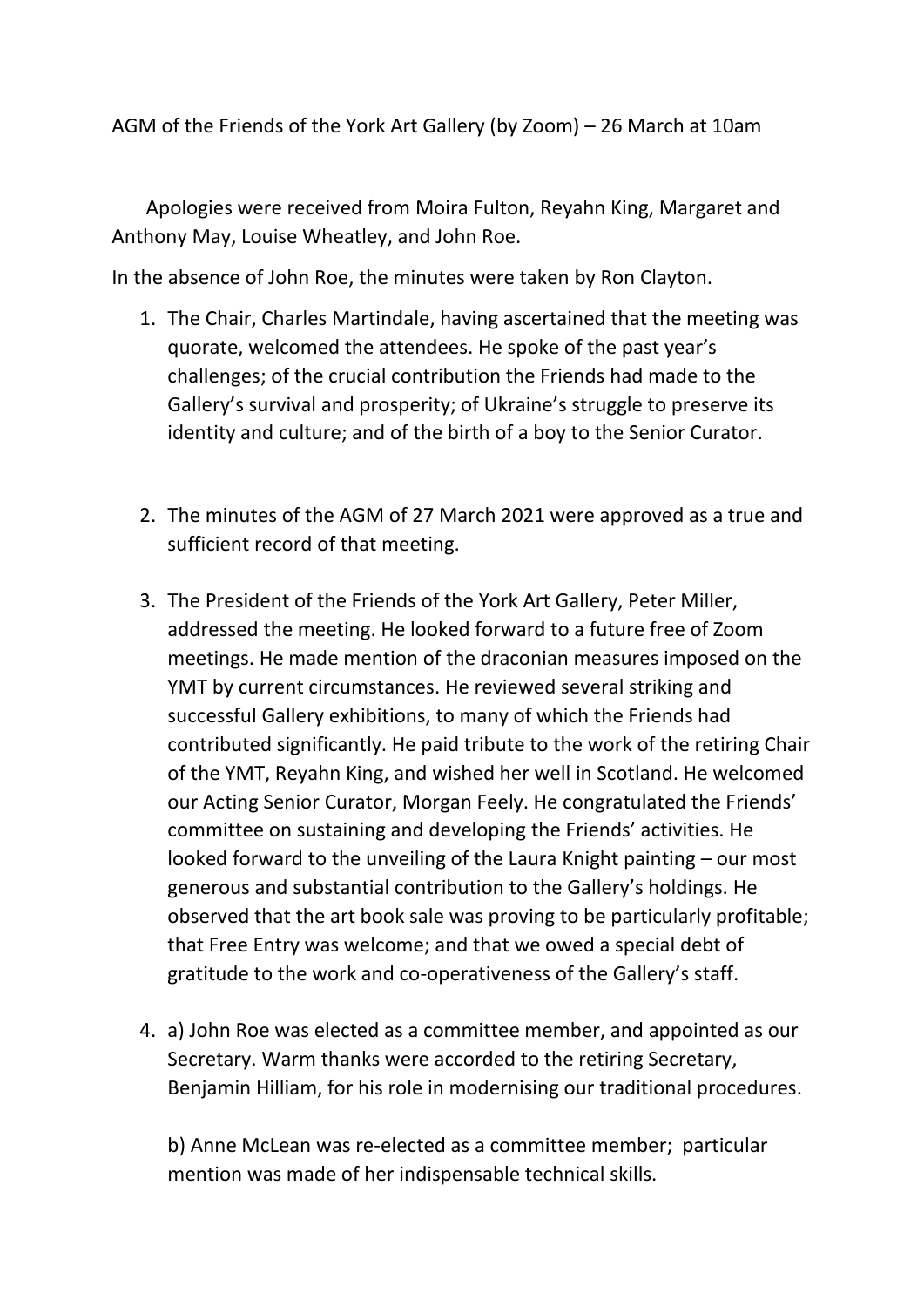AGM of the Friends of the York Art Gallery (by Zoom) – 26 March at 10am

Apologies were received from Moira Fulton, Reyahn King, Margaret and Anthony May, Louise Wheatley, and John Roe.

In the absence of John Roe, the minutes were taken by Ron Clayton.

1. The Chair, Charles Martindale, having ascertained that the meeting was quorate, welcomed the attendees. He spoke of the past year's challenges; of the crucial contribution the Friends had made to the Gallery's survival and prosperity; of Ukraine's struggle to preserve its identity and culture; and of the birth of a boy to the Senior Curator.

2. The minutes of the AGM of 27 March 2021 were approved as a true and sufficient record of that meeting.

3. The President of the Friends of the York Art Gallery, Peter Miller, addressed the meeting. He looked forward to a future free of Zoom meetings. He made mention of the draconian measures imposed on the YMT by current circumstances. He reviewed several striking and successful Gallery exhibitions, to many of which the Friends had contributed significantly. He paid tribute to the work of the retiring Chair of the YMT, Reyahn King, and wished her well in Scotland. He welcomed our Acting Senior Curator, Morgan Feely. He congratulated the Friends' committee on sustaining and developing the Friends' activities. He looked forward to the unveiling of the Laura Knight painting – our most generous and substantial contribution to the Gallery's holdings. He observed that the art book sale was proving to be particularly profitable; that Free Entry was welcome; and that we owed a special debt of gratitude to the work and co-operativeness of the Gallery's staff.

4. a) John Roe was elected as a committee member, and appointed as our Secretary. Warm thanks were accorded to the retiring Secretary, Benjamin Hilliam, for his role in modernising our traditional procedures.

   b) Anne McLean was re-elected as a committee member; particular mention was made of her indispensable technical skills.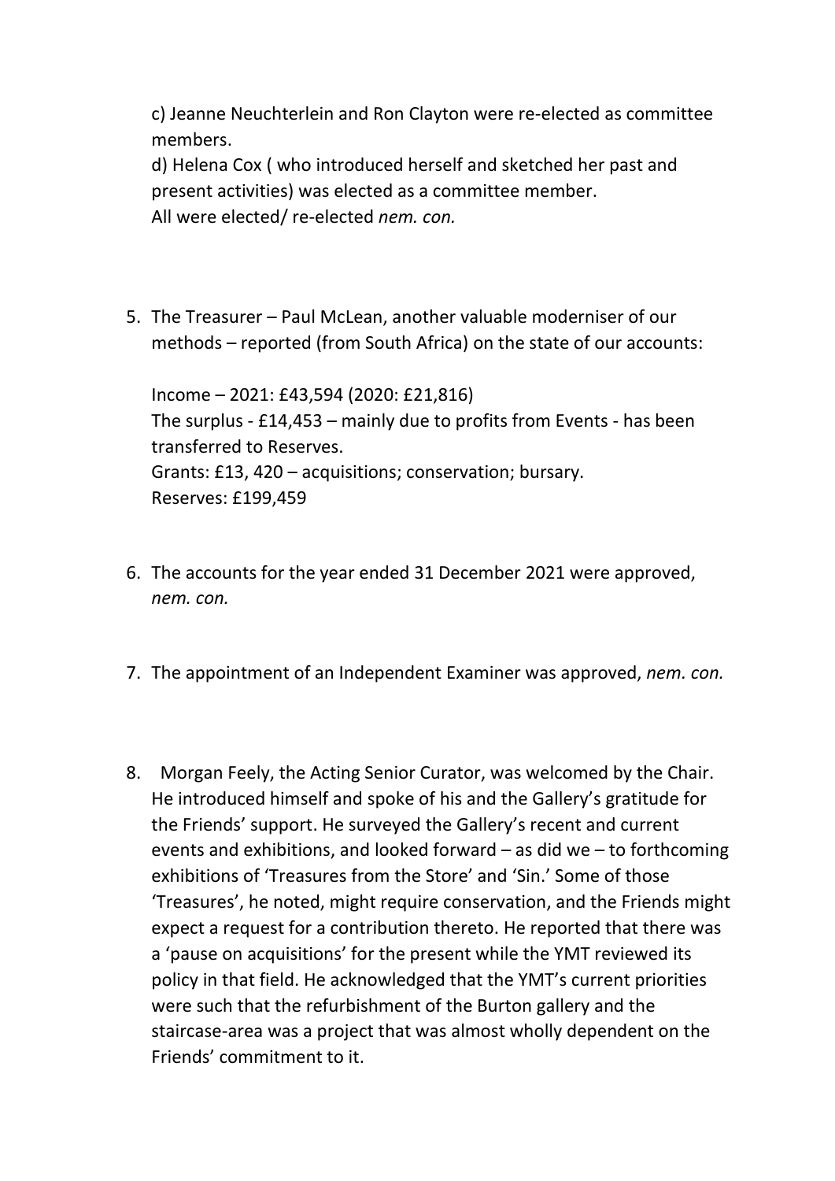c) Jeanne Neuchterlein and Ron Clayton were re-elected as committee members.

d) Helena Cox ( who introduced herself and sketched her past and present activities) was elected as a committee member.

All were elected/ re-elected *nem. con.*

5. The Treasurer – Paul McLean, another valuable moderniser of our methods – reported (from South Africa) on the state of our accounts:

   Income – 2021: £43,594 (2020: £21,816)
   The surplus - £14,453 – mainly due to profits from Events - has been transferred to Reserves.
   Grants: £13, 420 – acquisitions; conservation; bursary.
   Reserves: £199,459

6. The accounts for the year ended 31 December 2021 were approved, *nem. con.*

7. The appointment of an Independent Examiner was approved, *nem. con.*

8. Morgan Feely, the Acting Senior Curator, was welcomed by the Chair. He introduced himself and spoke of his and the Gallery's gratitude for the Friends' support. He surveyed the Gallery's recent and current events and exhibitions, and looked forward – as did we – to forthcoming exhibitions of 'Treasures from the Store' and 'Sin.' Some of those 'Treasures', he noted, might require conservation, and the Friends might expect a request for a contribution thereto. He reported that there was a 'pause on acquisitions' for the present while the YMT reviewed its policy in that field. He acknowledged that the YMT's current priorities were such that the refurbishment of the Burton gallery and the staircase-area was a project that was almost wholly dependent on the Friends' commitment to it.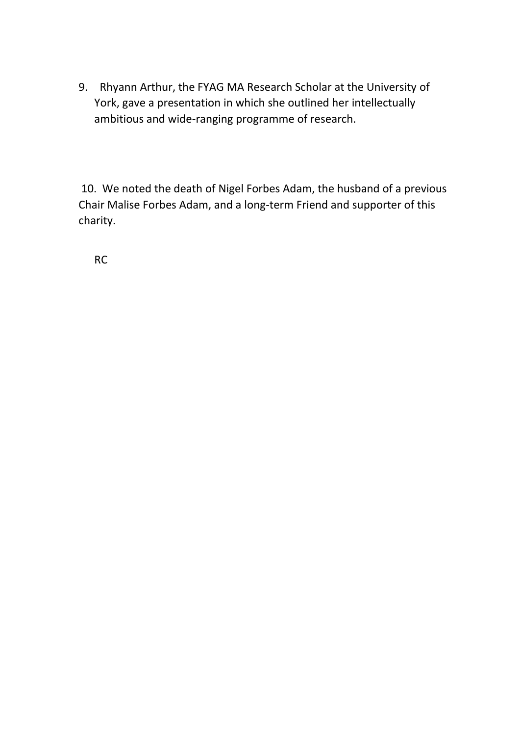9. Rhyann Arthur, the FYAG MA Research Scholar at the University of York, gave a presentation in which she outlined her intellectually ambitious and wide-ranging programme of research.

10. We noted the death of Nigel Forbes Adam, the husband of a previous Chair Malise Forbes Adam, and a long-term Friend and supporter of this charity.

RC